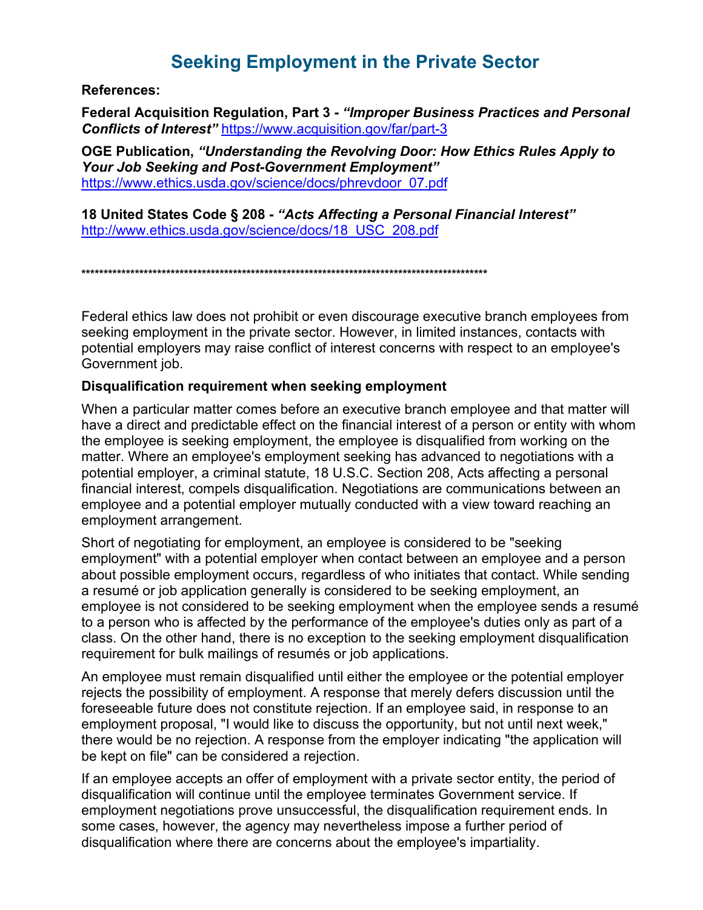# Seeking Employment in the Private Sector

**References:**

**Federal Acquisition Regulation, Part 3 -** ***"Improper Business Practices and Personal Conflicts of Interest"*** https://www.acquisition.gov/far/part-3

**OGE Publication,** ***"Understanding the Revolving Door: How Ethics Rules Apply to Your Job Seeking and Post-Government Employment"*** https://www.ethics.usda.gov/science/docs/phrevdoor_07.pdf

**18 United States Code § 208 -** ***"Acts Affecting a Personal Financial Interest"*** http://www.ethics.usda.gov/science/docs/18_USC_208.pdf

******************************************************************************************

Federal ethics law does not prohibit or even discourage executive branch employees from seeking employment in the private sector. However, in limited instances, contacts with potential employers may raise conflict of interest concerns with respect to an employee's Government job.

**Disqualification requirement when seeking employment**

When a particular matter comes before an executive branch employee and that matter will have a direct and predictable effect on the financial interest of a person or entity with whom the employee is seeking employment, the employee is disqualified from working on the matter. Where an employee's employment seeking has advanced to negotiations with a potential employer, a criminal statute, 18 U.S.C. Section 208, Acts affecting a personal financial interest, compels disqualification. Negotiations are communications between an employee and a potential employer mutually conducted with a view toward reaching an employment arrangement.

Short of negotiating for employment, an employee is considered to be "seeking employment" with a potential employer when contact between an employee and a person about possible employment occurs, regardless of who initiates that contact. While sending a resumé or job application generally is considered to be seeking employment, an employee is not considered to be seeking employment when the employee sends a resumé to a person who is affected by the performance of the employee's duties only as part of a class. On the other hand, there is no exception to the seeking employment disqualification requirement for bulk mailings of resumés or job applications.

An employee must remain disqualified until either the employee or the potential employer rejects the possibility of employment. A response that merely defers discussion until the foreseeable future does not constitute rejection. If an employee said, in response to an employment proposal, "I would like to discuss the opportunity, but not until next week," there would be no rejection. A response from the employer indicating "the application will be kept on file" can be considered a rejection.

If an employee accepts an offer of employment with a private sector entity, the period of disqualification will continue until the employee terminates Government service. If employment negotiations prove unsuccessful, the disqualification requirement ends. In some cases, however, the agency may nevertheless impose a further period of disqualification where there are concerns about the employee's impartiality.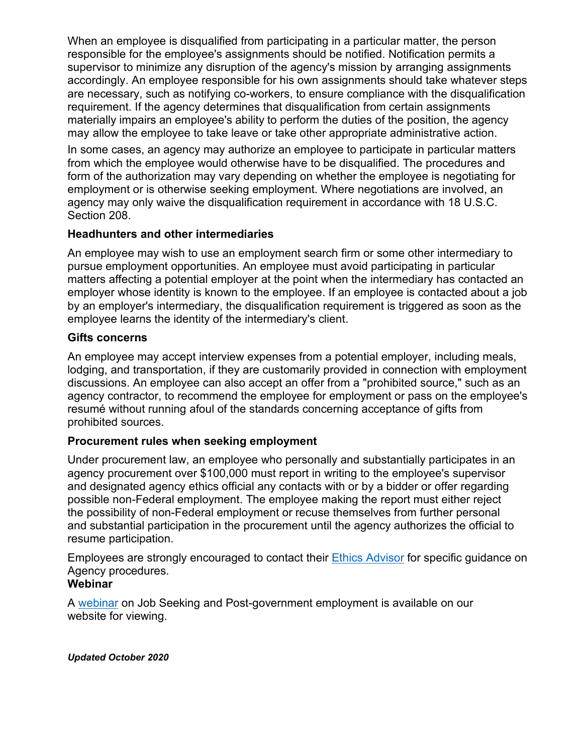When an employee is disqualified from participating in a particular matter, the person responsible for the employee's assignments should be notified. Notification permits a supervisor to minimize any disruption of the agency's mission by arranging assignments accordingly. An employee responsible for his own assignments should take whatever steps are necessary, such as notifying co-workers, to ensure compliance with the disqualification requirement. If the agency determines that disqualification from certain assignments materially impairs an employee's ability to perform the duties of the position, the agency may allow the employee to take leave or take other appropriate administrative action.

In some cases, an agency may authorize an employee to participate in particular matters from which the employee would otherwise have to be disqualified. The procedures and form of the authorization may vary depending on whether the employee is negotiating for employment or is otherwise seeking employment. Where negotiations are involved, an agency may only waive the disqualification requirement in accordance with 18 U.S.C. Section 208.

### Headhunters and other intermediaries

An employee may wish to use an employment search firm or some other intermediary to pursue employment opportunities. An employee must avoid participating in particular matters affecting a potential employer at the point when the intermediary has contacted an employer whose identity is known to the employee. If an employee is contacted about a job by an employer's intermediary, the disqualification requirement is triggered as soon as the employee learns the identity of the intermediary's client.

### Gifts concerns

An employee may accept interview expenses from a potential employer, including meals, lodging, and transportation, if they are customarily provided in connection with employment discussions. An employee can also accept an offer from a "prohibited source," such as an agency contractor, to recommend the employee for employment or pass on the employee's resumé without running afoul of the standards concerning acceptance of gifts from prohibited sources.

### Procurement rules when seeking employment

Under procurement law, an employee who personally and substantially participates in an agency procurement over $100,000 must report in writing to the employee's supervisor and designated agency ethics official any contacts with or by a bidder or offer regarding possible non-Federal employment. The employee making the report must either reject the possibility of non-Federal employment or recuse themselves from further personal and substantial participation in the procurement until the agency authorizes the official to resume participation.

Employees are strongly encouraged to contact their [Ethics Advisor] for specific guidance on Agency procedures.

### Webinar

A [webinar] on Job Seeking and Post-government employment is available on our website for viewing.

***Updated October 2020***